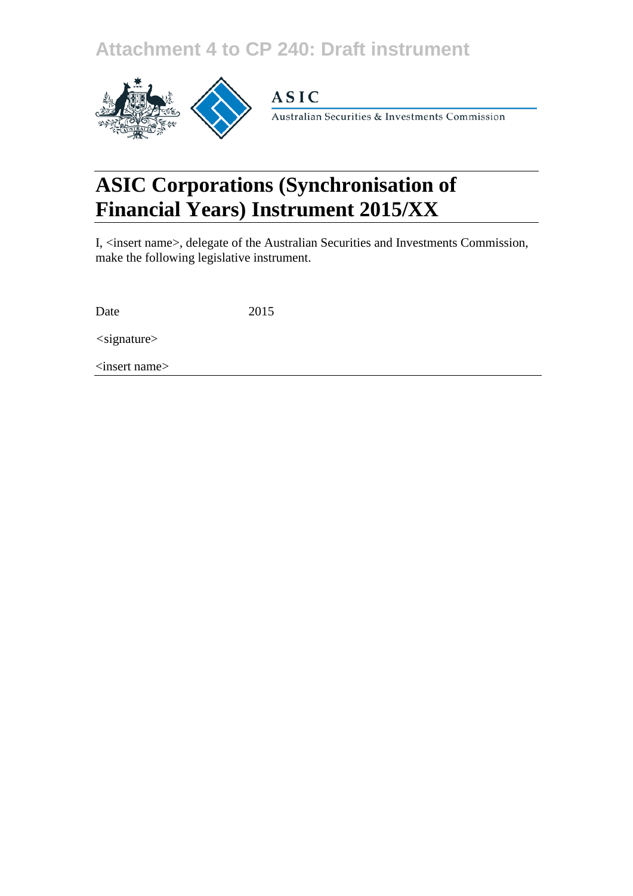Attachment 4 to CP 240: Draft instrument

ASIC

Australian Securities & Investments Commission

# ASIC Corporations (Synchronisation of Financial Years) Instrument 2015/XX

I, <insert name>, delegate of the Australian Securities and Investments Commission, make the following legislative instrument.

Date 2015

<signature>

<insert name>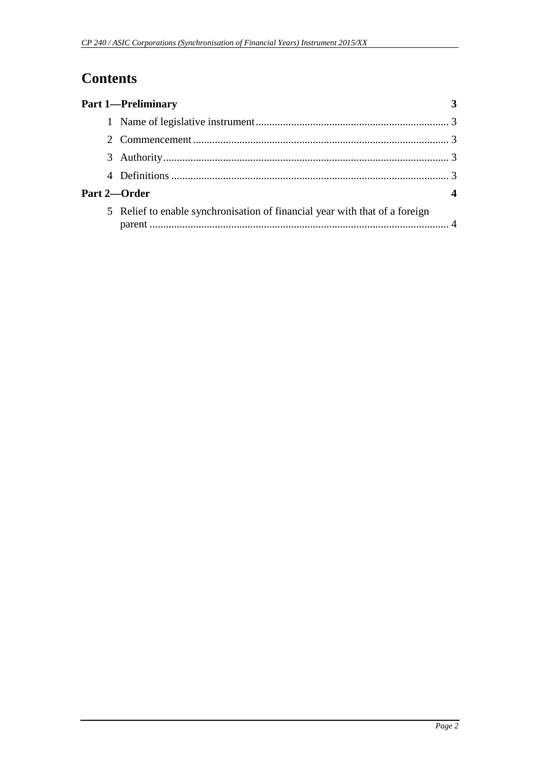# Contents

**Part 1—Preliminary** 3

1 Name of legislative instrument 3

2 Commencement 3

3 Authority 3

4 Definitions 3

**Part 2—Order** 4

5 Relief to enable synchronisation of financial year with that of a foreign parent 4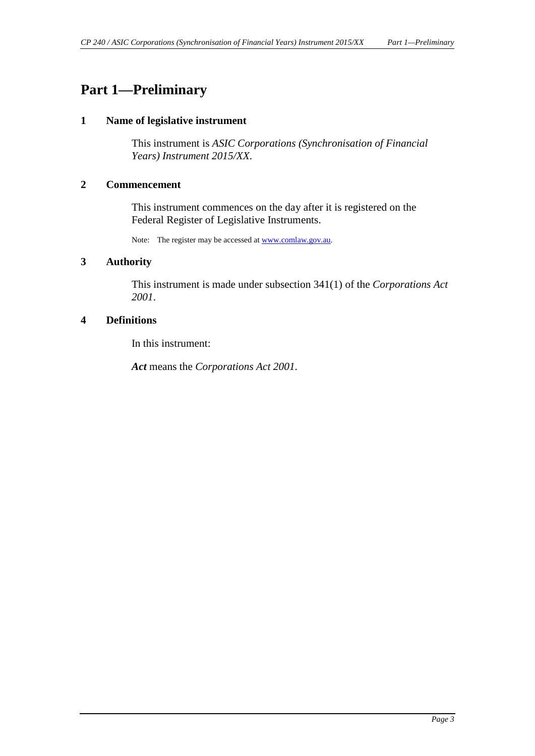# Part 1—Preliminary

## 1 Name of legislative instrument

This instrument is *ASIC Corporations (Synchronisation of Financial Years) Instrument 2015/XX*.

## 2 Commencement

This instrument commences on the day after it is registered on the Federal Register of Legislative Instruments.

Note: The register may be accessed at www.comlaw.gov.au.

## 3 Authority

This instrument is made under subsection 341(1) of the *Corporations Act 2001*.

## 4 Definitions

In this instrument:

***Act*** means the *Corporations Act 2001*.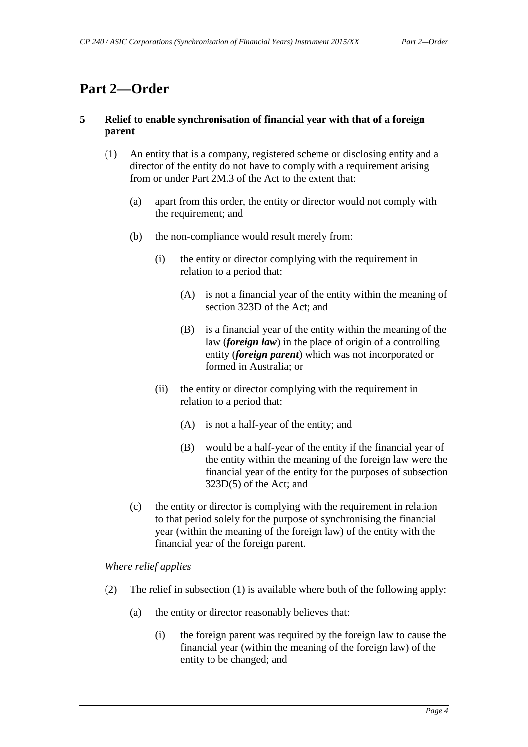# Part 2—Order

### 5 Relief to enable synchronisation of financial year with that of a foreign parent

(1) An entity that is a company, registered scheme or disclosing entity and a director of the entity do not have to comply with a requirement arising from or under Part 2M.3 of the Act to the extent that:

(a) apart from this order, the entity or director would not comply with the requirement; and

(b) the non-compliance would result merely from:

(i) the entity or director complying with the requirement in relation to a period that:

(A) is not a financial year of the entity within the meaning of section 323D of the Act; and

(B) is a financial year of the entity within the meaning of the law (***foreign law***) in the place of origin of a controlling entity (***foreign parent***) which was not incorporated or formed in Australia; or

(ii) the entity or director complying with the requirement in relation to a period that:

(A) is not a half-year of the entity; and

(B) would be a half-year of the entity if the financial year of the entity within the meaning of the foreign law were the financial year of the entity for the purposes of subsection 323D(5) of the Act; and

(c) the entity or director is complying with the requirement in relation to that period solely for the purpose of synchronising the financial year (within the meaning of the foreign law) of the entity with the financial year of the foreign parent.

*Where relief applies*

(2) The relief in subsection (1) is available where both of the following apply:

(a) the entity or director reasonably believes that:

(i) the foreign parent was required by the foreign law to cause the financial year (within the meaning of the foreign law) of the entity to be changed; and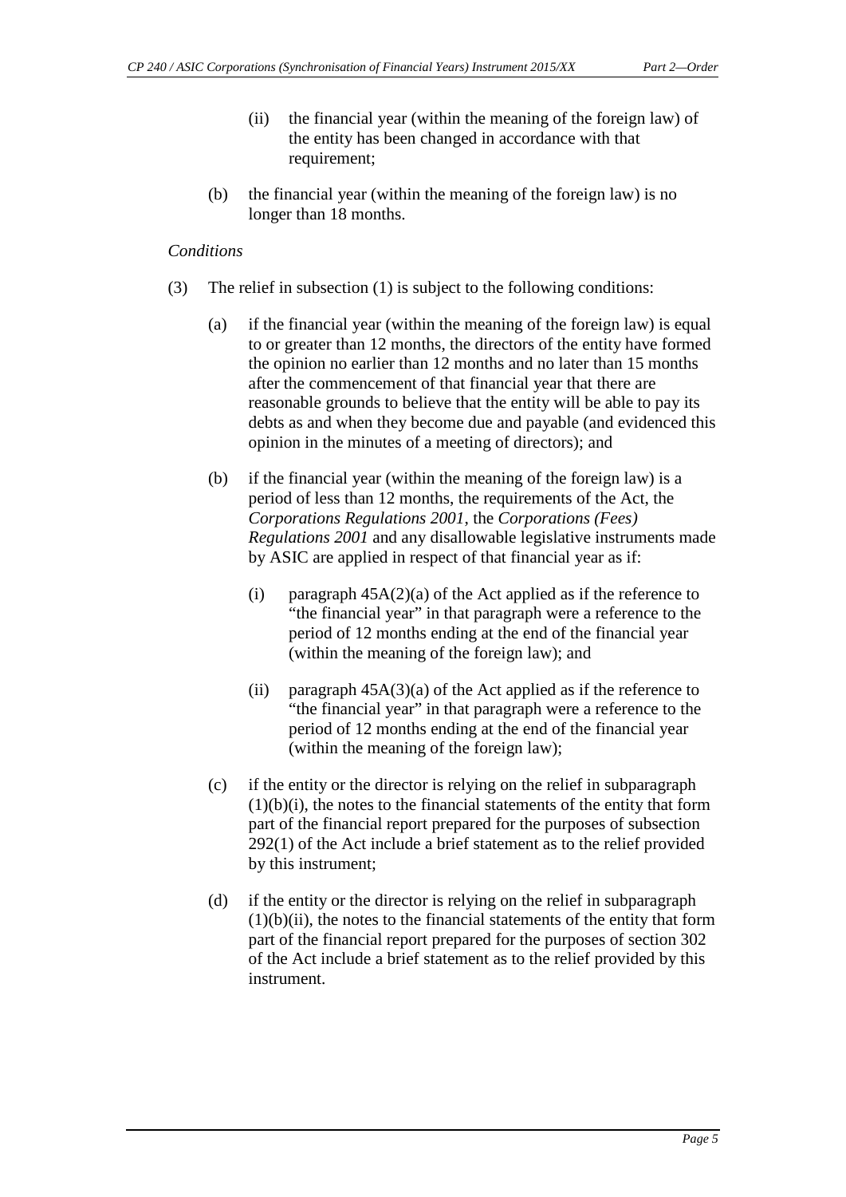(ii) the financial year (within the meaning of the foreign law) of the entity has been changed in accordance with that requirement;

(b) the financial year (within the meaning of the foreign law) is no longer than 18 months.

*Conditions*

(3) The relief in subsection (1) is subject to the following conditions:

(a) if the financial year (within the meaning of the foreign law) is equal to or greater than 12 months, the directors of the entity have formed the opinion no earlier than 12 months and no later than 15 months after the commencement of that financial year that there are reasonable grounds to believe that the entity will be able to pay its debts as and when they become due and payable (and evidenced this opinion in the minutes of a meeting of directors); and

(b) if the financial year (within the meaning of the foreign law) is a period of less than 12 months, the requirements of the Act, the *Corporations Regulations 2001*, the *Corporations (Fees) Regulations 2001* and any disallowable legislative instruments made by ASIC are applied in respect of that financial year as if:

(i) paragraph 45A(2)(a) of the Act applied as if the reference to "the financial year" in that paragraph were a reference to the period of 12 months ending at the end of the financial year (within the meaning of the foreign law); and

(ii) paragraph 45A(3)(a) of the Act applied as if the reference to "the financial year" in that paragraph were a reference to the period of 12 months ending at the end of the financial year (within the meaning of the foreign law);

(c) if the entity or the director is relying on the relief in subparagraph (1)(b)(i), the notes to the financial statements of the entity that form part of the financial report prepared for the purposes of subsection 292(1) of the Act include a brief statement as to the relief provided by this instrument;

(d) if the entity or the director is relying on the relief in subparagraph (1)(b)(ii), the notes to the financial statements of the entity that form part of the financial report prepared for the purposes of section 302 of the Act include a brief statement as to the relief provided by this instrument.